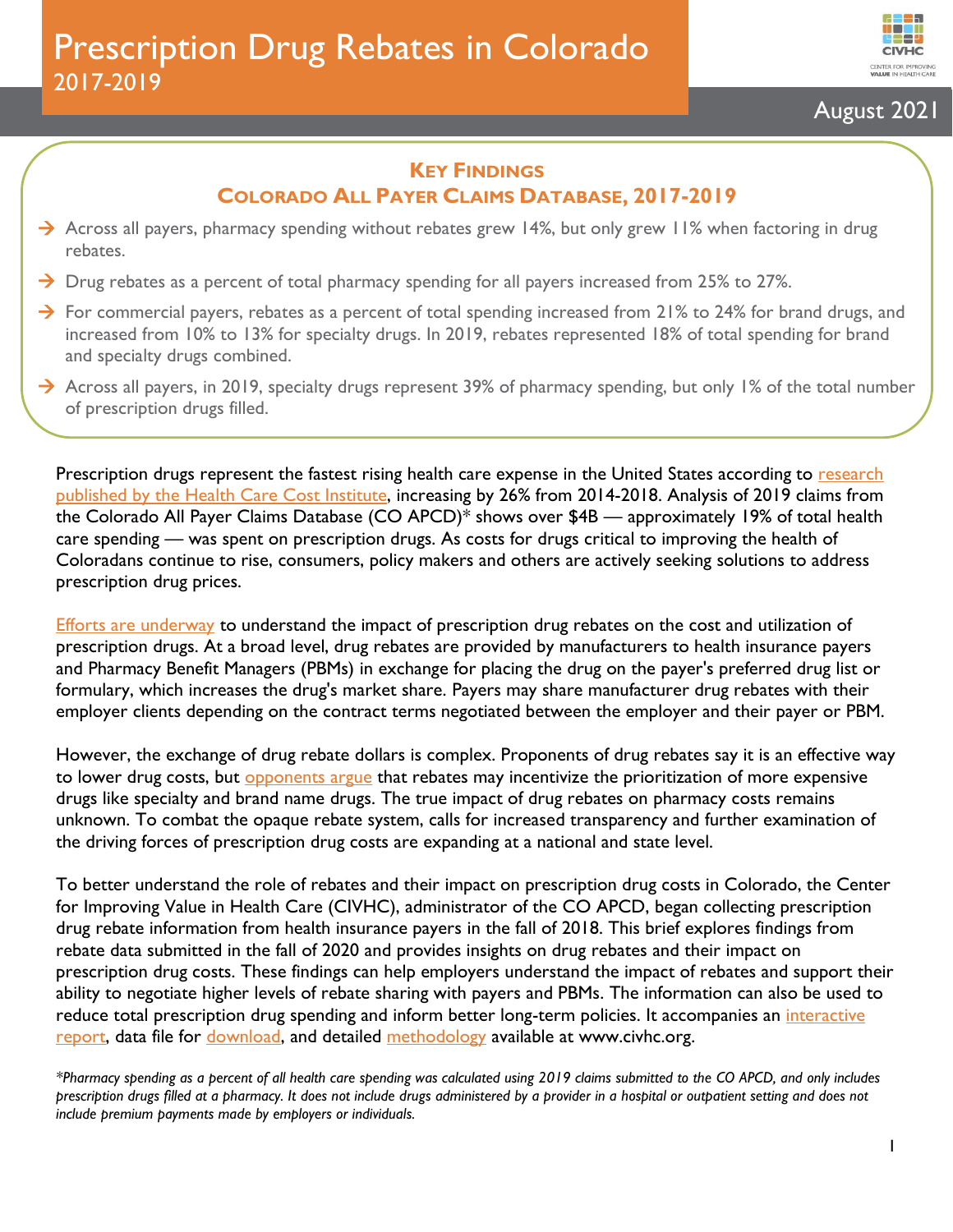# Prescription Drug Rebates in Colorado

## 2017-2019

August 2021

### Key Findings
### Colorado All Payer Claims Database, 2017-2019

- Across all payers, pharmacy spending without rebates grew 14%, but only grew 11% when factoring in drug rebates.
- Drug rebates as a percent of total pharmacy spending for all payers increased from 25% to 27%.
- For commercial payers, rebates as a percent of total spending increased from 21% to 24% for brand drugs, and increased from 10% to 13% for specialty drugs. In 2019, rebates represented 18% of total spending for brand and specialty drugs combined.
- Across all payers, in 2019, specialty drugs represent 39% of pharmacy spending, but only 1% of the total number of prescription drugs filled.

Prescription drugs represent the fastest rising health care expense in the United States according to research published by the Health Care Cost Institute, increasing by 26% from 2014-2018. Analysis of 2019 claims from the Colorado All Payer Claims Database (CO APCD)* shows over $4B — approximately 19% of total health care spending — was spent on prescription drugs. As costs for drugs critical to improving the health of Coloradans continue to rise, consumers, policy makers and others are actively seeking solutions to address prescription drug prices.

Efforts are underway to understand the impact of prescription drug rebates on the cost and utilization of prescription drugs. At a broad level, drug rebates are provided by manufacturers to health insurance payers and Pharmacy Benefit Managers (PBMs) in exchange for placing the drug on the payer's preferred drug list or formulary, which increases the drug's market share. Payers may share manufacturer drug rebates with their employer clients depending on the contract terms negotiated between the employer and their payer or PBM.

However, the exchange of drug rebate dollars is complex. Proponents of drug rebates say it is an effective way to lower drug costs, but opponents argue that rebates may incentivize the prioritization of more expensive drugs like specialty and brand name drugs. The true impact of drug rebates on pharmacy costs remains unknown. To combat the opaque rebate system, calls for increased transparency and further examination of the driving forces of prescription drug costs are expanding at a national and state level.

To better understand the role of rebates and their impact on prescription drug costs in Colorado, the Center for Improving Value in Health Care (CIVHC), administrator of the CO APCD, began collecting prescription drug rebate information from health insurance payers in the fall of 2018. This brief explores findings from rebate data submitted in the fall of 2020 and provides insights on drug rebates and their impact on prescription drug costs. These findings can help employers understand the impact of rebates and support their ability to negotiate higher levels of rebate sharing with payers and PBMs. The information can also be used to reduce total prescription drug spending and inform better long-term policies. It accompanies an interactive report, data file for download, and detailed methodology available at www.civhc.org.

*\*Pharmacy spending as a percent of all health care spending was calculated using 2019 claims submitted to the CO APCD, and only includes prescription drugs filled at a pharmacy. It does not include drugs administered by a provider in a hospital or outpatient setting and does not include premium payments made by employers or individuals.*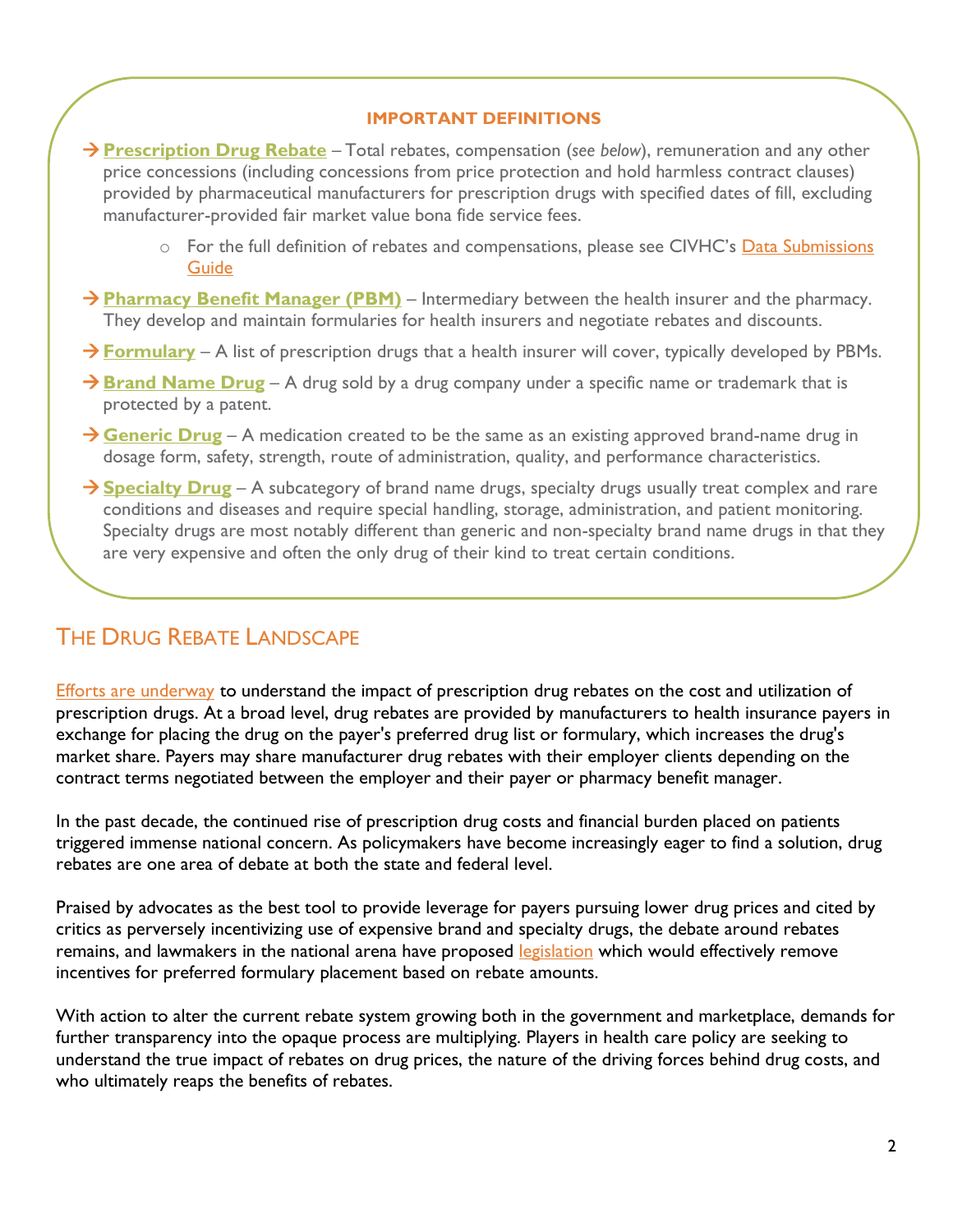**IMPORTANT DEFINITIONS**

→ **Prescription Drug Rebate** – Total rebates, compensation (*see below*), remuneration and any other price concessions (including concessions from price protection and hold harmless contract clauses) provided by pharmaceutical manufacturers for prescription drugs with specified dates of fill, excluding manufacturer-provided fair market value bona fide service fees.

- For the full definition of rebates and compensations, please see CIVHC's Data Submissions Guide

→ **Pharmacy Benefit Manager (PBM)** – Intermediary between the health insurer and the pharmacy. They develop and maintain formularies for health insurers and negotiate rebates and discounts.

→ **Formulary** – A list of prescription drugs that a health insurer will cover, typically developed by PBMs.

→ **Brand Name Drug** – A drug sold by a drug company under a specific name or trademark that is protected by a patent.

→ **Generic Drug** – A medication created to be the same as an existing approved brand-name drug in dosage form, safety, strength, route of administration, quality, and performance characteristics.

→ **Specialty Drug** – A subcategory of brand name drugs, specialty drugs usually treat complex and rare conditions and diseases and require special handling, storage, administration, and patient monitoring. Specialty drugs are most notably different than generic and non-specialty brand name drugs in that they are very expensive and often the only drug of their kind to treat certain conditions.

## THE DRUG REBATE LANDSCAPE

Efforts are underway to understand the impact of prescription drug rebates on the cost and utilization of prescription drugs. At a broad level, drug rebates are provided by manufacturers to health insurance payers in exchange for placing the drug on the payer's preferred drug list or formulary, which increases the drug's market share. Payers may share manufacturer drug rebates with their employer clients depending on the contract terms negotiated between the employer and their payer or pharmacy benefit manager.

In the past decade, the continued rise of prescription drug costs and financial burden placed on patients triggered immense national concern. As policymakers have become increasingly eager to find a solution, drug rebates are one area of debate at both the state and federal level.

Praised by advocates as the best tool to provide leverage for payers pursuing lower drug prices and cited by critics as perversely incentivizing use of expensive brand and specialty drugs, the debate around rebates remains, and lawmakers in the national arena have proposed legislation which would effectively remove incentives for preferred formulary placement based on rebate amounts.

With action to alter the current rebate system growing both in the government and marketplace, demands for further transparency into the opaque process are multiplying. Players in health care policy are seeking to understand the true impact of rebates on drug prices, the nature of the driving forces behind drug costs, and who ultimately reaps the benefits of rebates.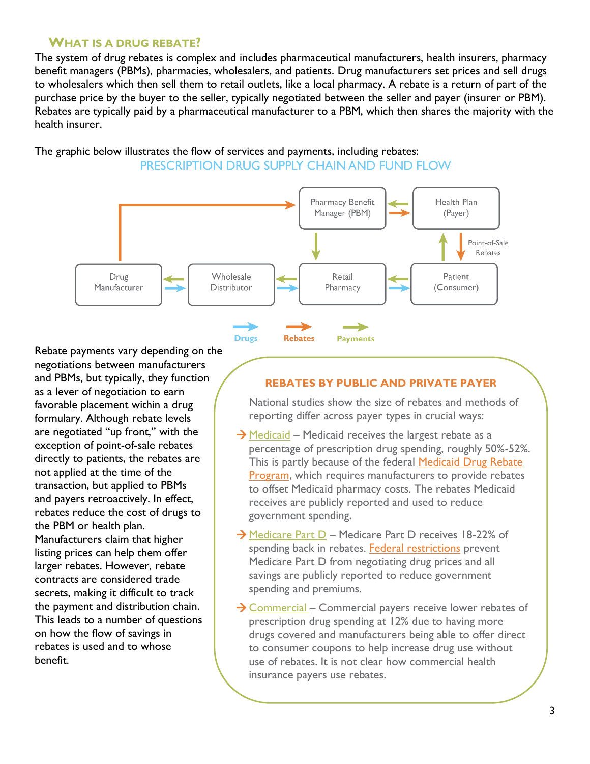## WHAT IS A DRUG REBATE?

The system of drug rebates is complex and includes pharmaceutical manufacturers, health insurers, pharmacy benefit managers (PBMs), pharmacies, wholesalers, and patients. Drug manufacturers set prices and sell drugs to wholesalers which then sell them to retail outlets, like a local pharmacy. A rebate is a return of part of the purchase price by the buyer to the seller, typically negotiated between the seller and payer (insurer or PBM). Rebates are typically paid by a pharmaceutical manufacturer to a PBM, which then shares the majority with the health insurer.

The graphic below illustrates the flow of services and payments, including rebates:

PRESCRIPTION DRUG SUPPLY CHAIN AND FUND FLOW

Pharmacy Benefit Manager (PBM) | Health Plan (Payer) | Point-of-Sale Rebates | Drug Manufacturer | Wholesale Distributor | Retail Pharmacy | Patient (Consumer)

Drugs | Rebates | Payments

Rebate payments vary depending on the negotiations between manufacturers and PBMs, but typically, they function as a lever of negotiation to earn favorable placement within a drug formulary. Although rebate levels are negotiated "up front," with the exception of point-of-sale rebates directly to patients, the rebates are not applied at the time of the transaction, but applied to PBMs and payers retroactively. In effect, rebates reduce the cost of drugs to the PBM or health plan. Manufacturers claim that higher listing prices can help them offer larger rebates. However, rebate contracts are considered trade secrets, making it difficult to track the payment and distribution chain. This leads to a number of questions on how the flow of savings in rebates is used and to whose benefit.

### REBATES BY PUBLIC AND PRIVATE PAYER

National studies show the size of rebates and methods of reporting differ across payer types in crucial ways:

- → Medicaid – Medicaid receives the largest rebate as a percentage of prescription drug spending, roughly 50%-52%. This is partly because of the federal Medicaid Drug Rebate Program, which requires manufacturers to provide rebates to offset Medicaid pharmacy costs. The rebates Medicaid receives are publicly reported and used to reduce government spending.
- → Medicare Part D – Medicare Part D receives 18-22% of spending back in rebates. Federal restrictions prevent Medicare Part D from negotiating drug prices and all savings are publicly reported to reduce government spending and premiums.
- → Commercial – Commercial payers receive lower rebates of prescription drug spending at 12% due to having more drugs covered and manufacturers being able to offer direct to consumer coupons to help increase drug use without use of rebates. It is not clear how commercial health insurance payers use rebates.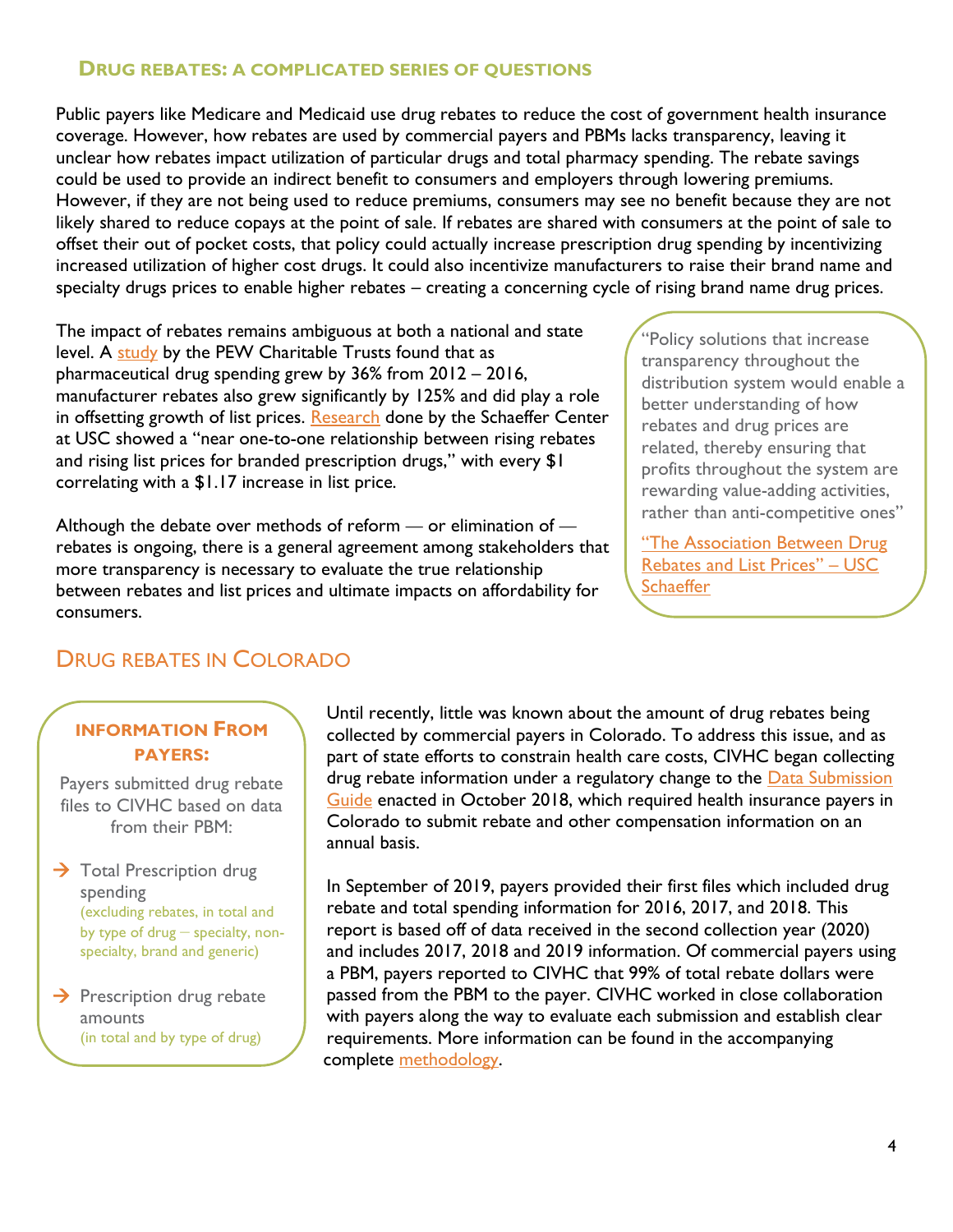## Drug Rebates: A Complicated Series of Questions

Public payers like Medicare and Medicaid use drug rebates to reduce the cost of government health insurance coverage. However, how rebates are used by commercial payers and PBMs lacks transparency, leaving it unclear how rebates impact utilization of particular drugs and total pharmacy spending. The rebate savings could be used to provide an indirect benefit to consumers and employers through lowering premiums. However, if they are not being used to reduce premiums, consumers may see no benefit because they are not likely shared to reduce copays at the point of sale. If rebates are shared with consumers at the point of sale to offset their out of pocket costs, that policy could actually increase prescription drug spending by incentivizing increased utilization of higher cost drugs. It could also incentivize manufacturers to raise their brand name and specialty drugs prices to enable higher rebates – creating a concerning cycle of rising brand name drug prices.

The impact of rebates remains ambiguous at both a national and state level. A study by the PEW Charitable Trusts found that as pharmaceutical drug spending grew by 36% from 2012 – 2016, manufacturer rebates also grew significantly by 125% and did play a role in offsetting growth of list prices. Research done by the Schaeffer Center at USC showed a "near one-to-one relationship between rising rebates and rising list prices for branded prescription drugs," with every $1 correlating with a $1.17 increase in list price.

Although the debate over methods of reform — or elimination of — rebates is ongoing, there is a general agreement among stakeholders that more transparency is necessary to evaluate the true relationship between rebates and list prices and ultimate impacts on affordability for consumers.

> "Policy solutions that increase transparency throughout the distribution system would enable a better understanding of how rebates and drug prices are related, thereby ensuring that profits throughout the system are rewarding value-adding activities, rather than anti-competitive ones"
>
> "The Association Between Drug Rebates and List Prices" – USC Schaeffer

## Drug Rebates in Colorado

**Information From Payers:**

Payers submitted drug rebate files to CIVHC based on data from their PBM:

- Total Prescription drug spending (excluding rebates, in total and by type of drug – specialty, non-specialty, brand and generic)
- Prescription drug rebate amounts (in total and by type of drug)

Until recently, little was known about the amount of drug rebates being collected by commercial payers in Colorado. To address this issue, and as part of state efforts to constrain health care costs, CIVHC began collecting drug rebate information under a regulatory change to the Data Submission Guide enacted in October 2018, which required health insurance payers in Colorado to submit rebate and other compensation information on an annual basis.

In September of 2019, payers provided their first files which included drug rebate and total spending information for 2016, 2017, and 2018. This report is based off of data received in the second collection year (2020) and includes 2017, 2018 and 2019 information. Of commercial payers using a PBM, payers reported to CIVHC that 99% of total rebate dollars were passed from the PBM to the payer. CIVHC worked in close collaboration with payers along the way to evaluate each submission and establish clear requirements. More information can be found in the accompanying complete methodology.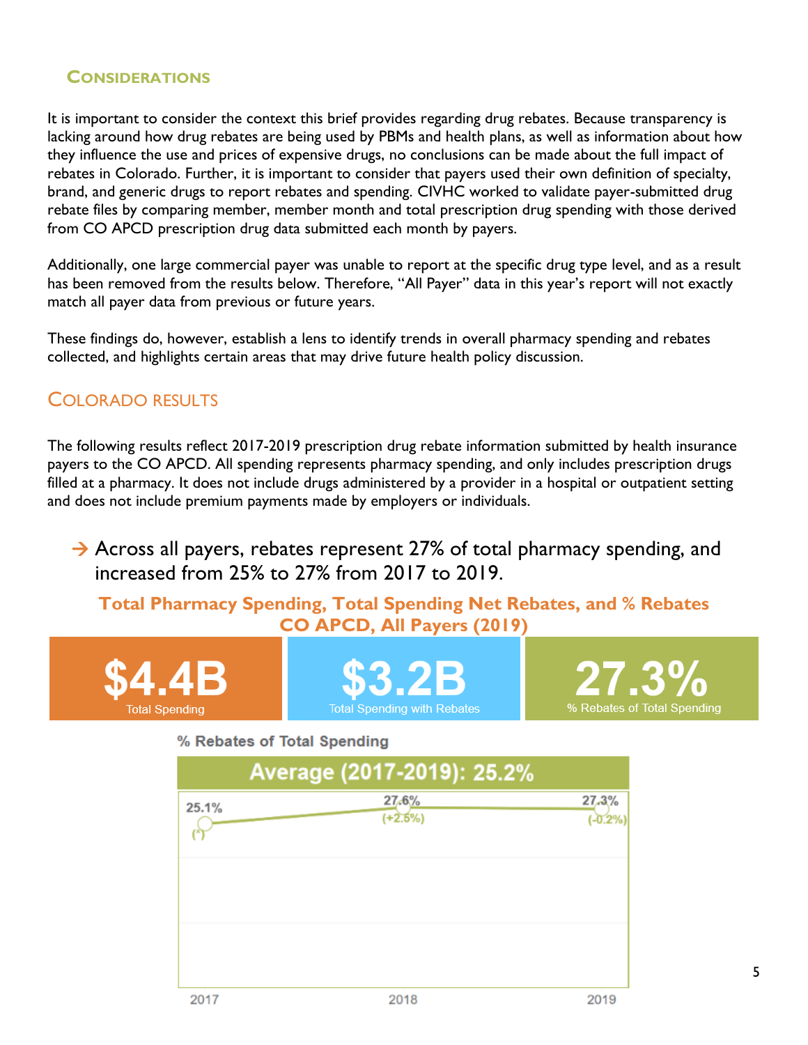## CONSIDERATIONS

It is important to consider the context this brief provides regarding drug rebates. Because transparency is lacking around how drug rebates are being used by PBMs and health plans, as well as information about how they influence the use and prices of expensive drugs, no conclusions can be made about the full impact of rebates in Colorado. Further, it is important to consider that payers used their own definition of specialty, brand, and generic drugs to report rebates and spending. CIVHC worked to validate payer-submitted drug rebate files by comparing member, member month and total prescription drug spending with those derived from CO APCD prescription drug data submitted each month by payers.

Additionally, one large commercial payer was unable to report at the specific drug type level, and as a result has been removed from the results below. Therefore, "All Payer" data in this year's report will not exactly match all payer data from previous or future years.

These findings do, however, establish a lens to identify trends in overall pharmacy spending and rebates collected, and highlights certain areas that may drive future health policy discussion.

## COLORADO RESULTS

The following results reflect 2017-2019 prescription drug rebate information submitted by health insurance payers to the CO APCD. All spending represents pharmacy spending, and only includes prescription drugs filled at a pharmacy. It does not include drugs administered by a provider in a hospital or outpatient setting and does not include premium payments made by employers or individuals.

→ Across all payers, rebates represent 27% of total pharmacy spending, and increased from 25% to 27% from 2017 to 2019.

**Total Pharmacy Spending, Total Spending Net Rebates, and % Rebates CO APCD, All Payers (2019)**

| $4.4B | $3.2B | 27.3% |
|---|---|---|
| Total Spending | Total Spending with Rebates | % Rebates of Total Spending |

**% Rebates of Total Spending**

**Average (2017-2019): 25.2%**

| Year | % Rebates of Total Spending | Change |
|---|---|---|
| 2017 | 25.1% | (*) |
| 2018 | 27.6% | (+2.5%) |
| 2019 | 27.3% | (-0.2%) |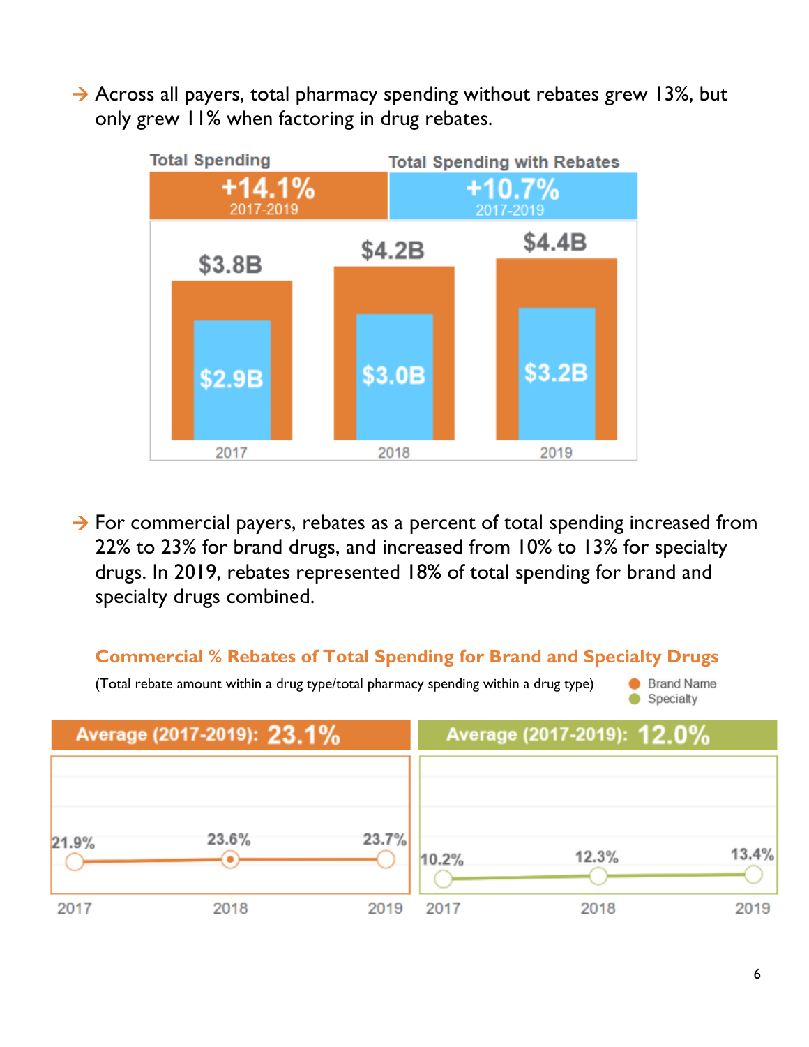→ Across all payers, total pharmacy spending without rebates grew 13%, but only grew 11% when factoring in drug rebates.

| | Total Spending (+14.1% 2017-2019) | Total Spending with Rebates (+10.7% 2017-2019) |
|---|---|---|
| 2017 | $3.8B | $2.9B |
| 2018 | $4.2B | $3.0B |
| 2019 | $4.4B | $3.2B |

→ For commercial payers, rebates as a percent of total spending increased from 22% to 23% for brand drugs, and increased from 10% to 13% for specialty drugs. In 2019, rebates represented 18% of total spending for brand and specialty drugs combined.

**Commercial % Rebates of Total Spending for Brand and Specialty Drugs**

(Total rebate amount within a drug type/total pharmacy spending within a drug type)

| | Brand Name (Average (2017-2019): 23.1%) | Specialty (Average (2017-2019): 12.0%) |
|---|---|---|
| 2017 | 21.9% | 10.2% |
| 2018 | 23.6% | 12.3% |
| 2019 | 23.7% | 13.4% |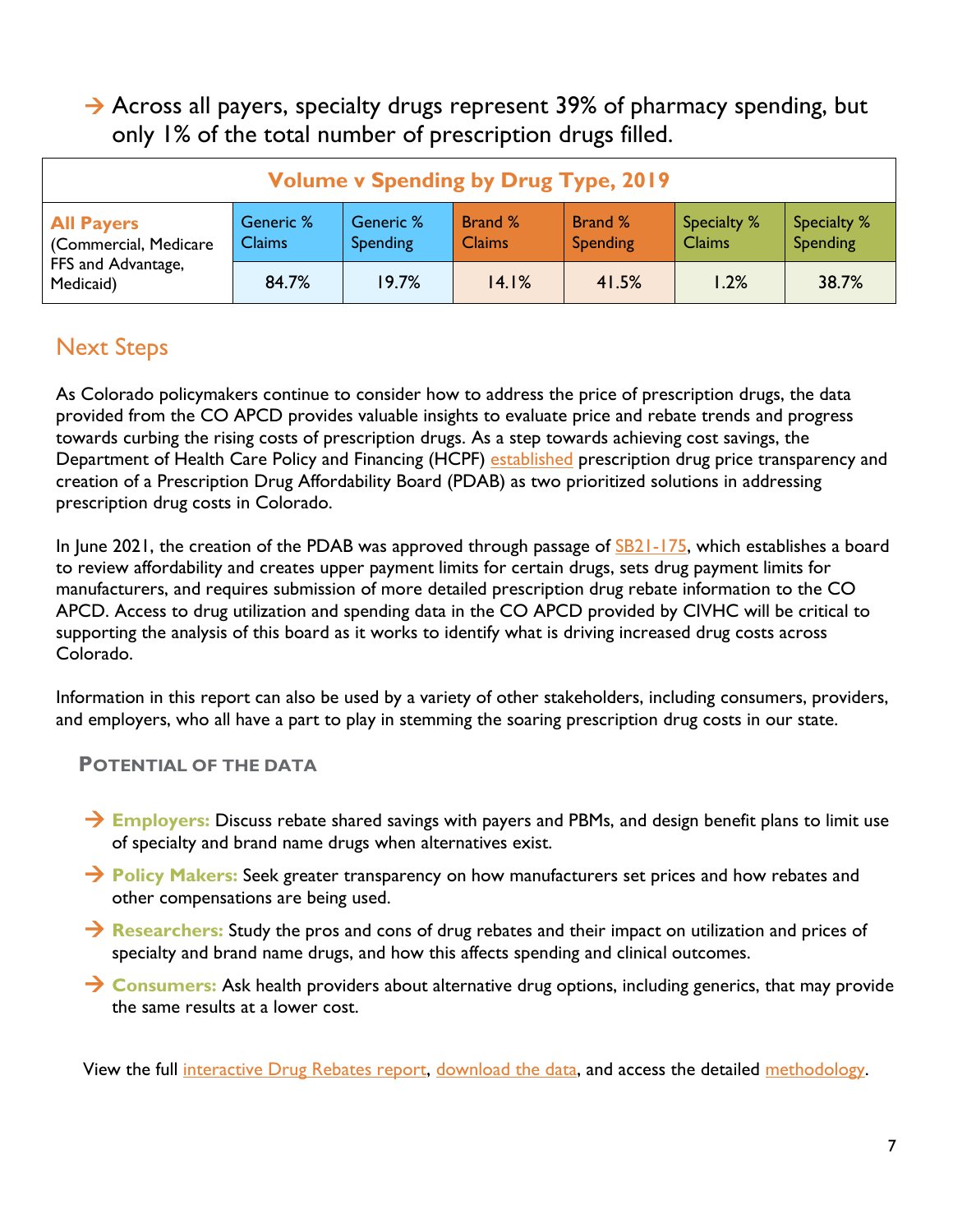→ Across all payers, specialty drugs represent 39% of pharmacy spending, but only 1% of the total number of prescription drugs filled.

| Volume v Spending by Drug Type, 2019 | | | | | | |
|---|---|---|---|---|---|---|
| **All Payers** (Commercial, Medicare FFS and Advantage, Medicaid) | Generic % Claims | Generic % Spending | Brand % Claims | Brand % Spending | Specialty % Claims | Specialty % Spending |
| | 84.7% | 19.7% | 14.1% | 41.5% | 1.2% | 38.7% |

## Next Steps

As Colorado policymakers continue to consider how to address the price of prescription drugs, the data provided from the CO APCD provides valuable insights to evaluate price and rebate trends and progress towards curbing the rising costs of prescription drugs. As a step towards achieving cost savings, the Department of Health Care Policy and Financing (HCPF) established prescription drug price transparency and creation of a Prescription Drug Affordability Board (PDAB) as two prioritized solutions in addressing prescription drug costs in Colorado.

In June 2021, the creation of the PDAB was approved through passage of SB21-175, which establishes a board to review affordability and creates upper payment limits for certain drugs, sets drug payment limits for manufacturers, and requires submission of more detailed prescription drug rebate information to the CO APCD. Access to drug utilization and spending data in the CO APCD provided by CIVHC will be critical to supporting the analysis of this board as it works to identify what is driving increased drug costs across Colorado.

Information in this report can also be used by a variety of other stakeholders, including consumers, providers, and employers, who all have a part to play in stemming the soaring prescription drug costs in our state.

### Potential of the Data

- → **Employers:** Discuss rebate shared savings with payers and PBMs, and design benefit plans to limit use of specialty and brand name drugs when alternatives exist.
- → **Policy Makers:** Seek greater transparency on how manufacturers set prices and how rebates and other compensations are being used.
- → **Researchers:** Study the pros and cons of drug rebates and their impact on utilization and prices of specialty and brand name drugs, and how this affects spending and clinical outcomes.
- → **Consumers:** Ask health providers about alternative drug options, including generics, that may provide the same results at a lower cost.

View the full interactive Drug Rebates report, download the data, and access the detailed methodology.